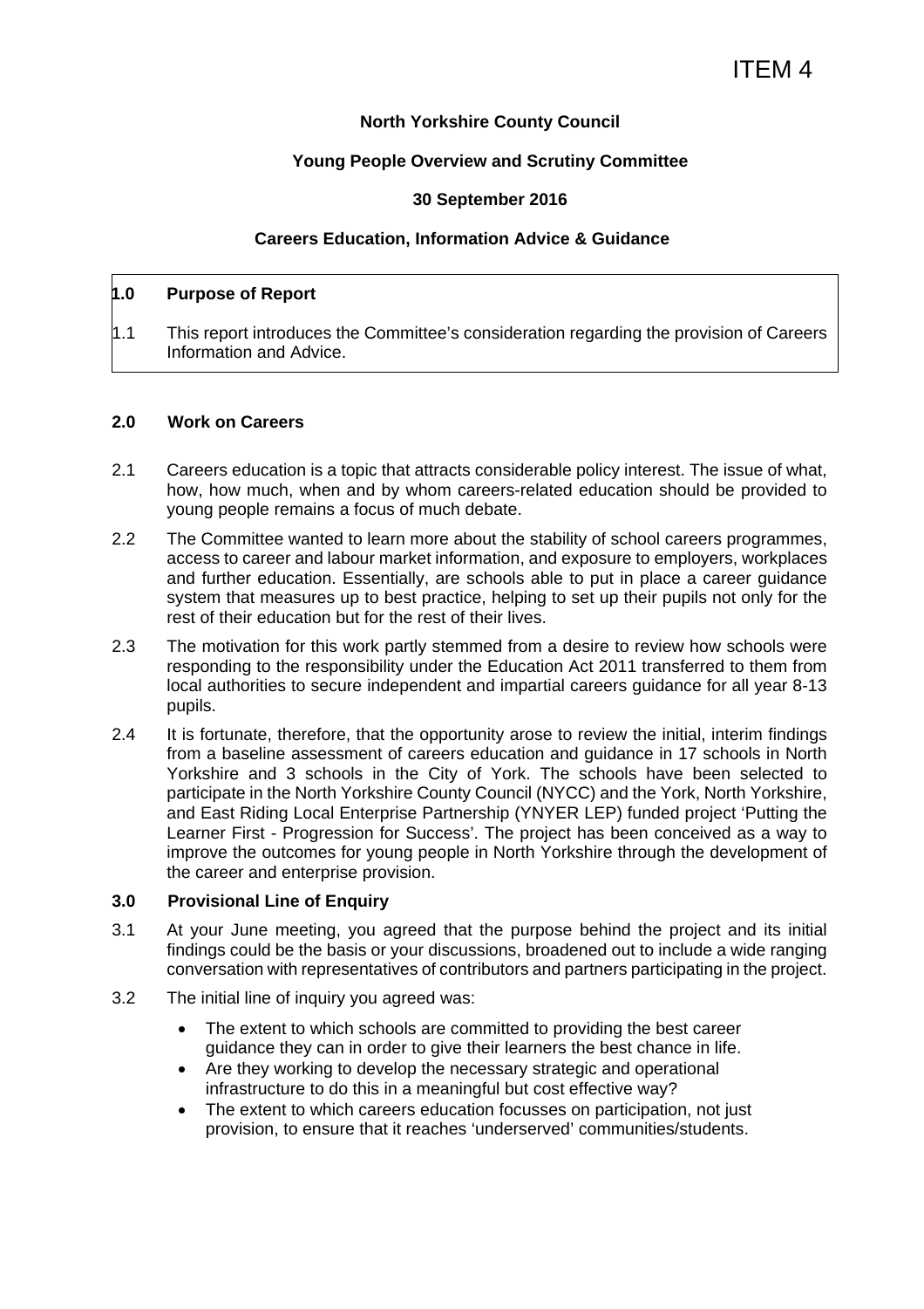ITEM 4

**North Yorkshire County Council**

**Young People Overview and Scrutiny Committee**

**30 September 2016**

**Careers Education, Information Advice & Guidance**

## 1.0 Purpose of Report

1.1 This report introduces the Committee's consideration regarding the provision of Careers Information and Advice.

## 2.0 Work on Careers

2.1 Careers education is a topic that attracts considerable policy interest. The issue of what, how, how much, when and by whom careers-related education should be provided to young people remains a focus of much debate.

2.2 The Committee wanted to learn more about the stability of school careers programmes, access to career and labour market information, and exposure to employers, workplaces and further education. Essentially, are schools able to put in place a career guidance system that measures up to best practice, helping to set up their pupils not only for the rest of their education but for the rest of their lives.

2.3 The motivation for this work partly stemmed from a desire to review how schools were responding to the responsibility under the Education Act 2011 transferred to them from local authorities to secure independent and impartial careers guidance for all year 8-13 pupils.

2.4 It is fortunate, therefore, that the opportunity arose to review the initial, interim findings from a baseline assessment of careers education and guidance in 17 schools in North Yorkshire and 3 schools in the City of York. The schools have been selected to participate in the North Yorkshire County Council (NYCC) and the York, North Yorkshire, and East Riding Local Enterprise Partnership (YNYER LEP) funded project 'Putting the Learner First - Progression for Success'. The project has been conceived as a way to improve the outcomes for young people in North Yorkshire through the development of the career and enterprise provision.

## 3.0 Provisional Line of Enquiry

3.1 At your June meeting, you agreed that the purpose behind the project and its initial findings could be the basis or your discussions, broadened out to include a wide ranging conversation with representatives of contributors and partners participating in the project.

3.2 The initial line of inquiry you agreed was:

- The extent to which schools are committed to providing the best career guidance they can in order to give their learners the best chance in life.
- Are they working to develop the necessary strategic and operational infrastructure to do this in a meaningful but cost effective way?
- The extent to which careers education focusses on participation, not just provision, to ensure that it reaches 'underserved' communities/students.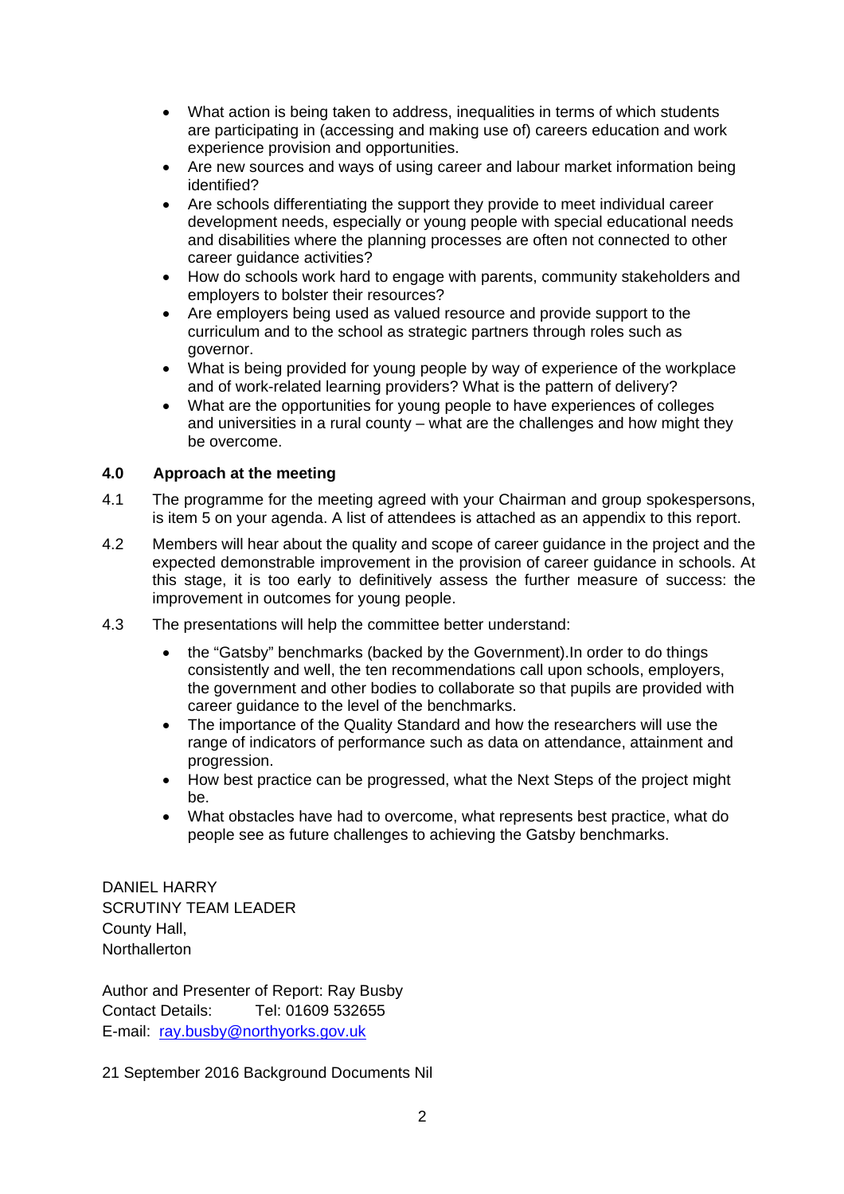- What action is being taken to address, inequalities in terms of which students are participating in (accessing and making use of) careers education and work experience provision and opportunities.
- Are new sources and ways of using career and labour market information being identified?
- Are schools differentiating the support they provide to meet individual career development needs, especially or young people with special educational needs and disabilities where the planning processes are often not connected to other career guidance activities?
- How do schools work hard to engage with parents, community stakeholders and employers to bolster their resources?
- Are employers being used as valued resource and provide support to the curriculum and to the school as strategic partners through roles such as governor.
- What is being provided for young people by way of experience of the workplace and of work-related learning providers? What is the pattern of delivery?
- What are the opportunities for young people to have experiences of colleges and universities in a rural county – what are the challenges and how might they be overcome.

## 4.0 Approach at the meeting

4.1 The programme for the meeting agreed with your Chairman and group spokespersons, is item 5 on your agenda. A list of attendees is attached as an appendix to this report.

4.2 Members will hear about the quality and scope of career guidance in the project and the expected demonstrable improvement in the provision of career guidance in schools. At this stage, it is too early to definitively assess the further measure of success: the improvement in outcomes for young people.

4.3 The presentations will help the committee better understand:

- the "Gatsby" benchmarks (backed by the Government).In order to do things consistently and well, the ten recommendations call upon schools, employers, the government and other bodies to collaborate so that pupils are provided with career guidance to the level of the benchmarks.
- The importance of the Quality Standard and how the researchers will use the range of indicators of performance such as data on attendance, attainment and progression.
- How best practice can be progressed, what the Next Steps of the project might be.
- What obstacles have had to overcome, what represents best practice, what do people see as future challenges to achieving the Gatsby benchmarks.

DANIEL HARRY
SCRUTINY TEAM LEADER
County Hall,
Northallerton

Author and Presenter of Report: Ray Busby
Contact Details: Tel: 01609 532655
E-mail: ray.busby@northyorks.gov.uk

21 September 2016 Background Documents Nil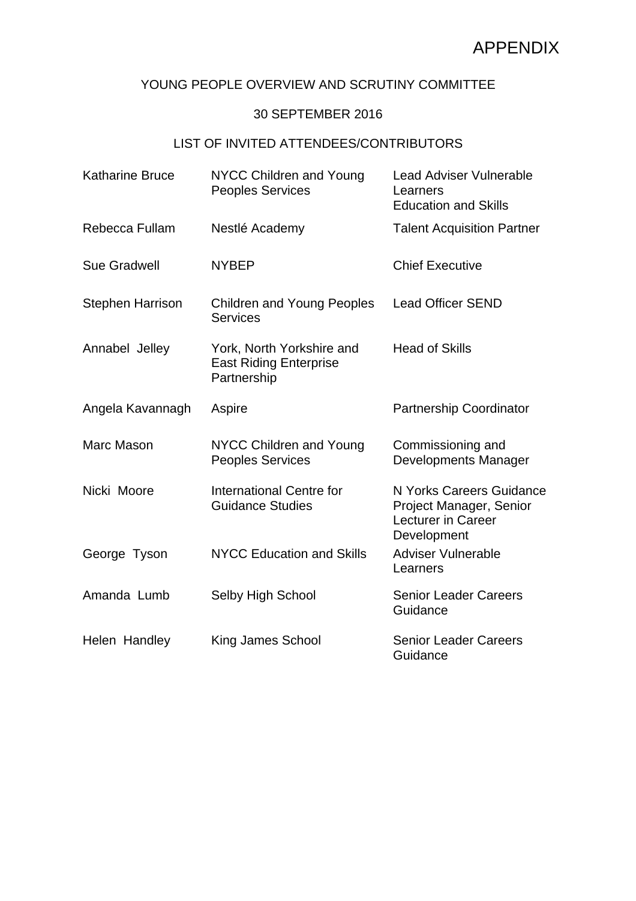APPENDIX

YOUNG PEOPLE OVERVIEW AND SCRUTINY COMMITTEE

30 SEPTEMBER 2016

LIST OF INVITED ATTENDEES/CONTRIBUTORS

| | | |
|---|---|---|
| Katharine Bruce | NYCC Children and Young Peoples Services | Lead Adviser Vulnerable Learners Education and Skills |
| Rebecca Fullam | Nestlé Academy | Talent Acquisition Partner |
| Sue Gradwell | NYBEP | Chief Executive |
| Stephen Harrison | Children and Young Peoples Services | Lead Officer SEND |
| Annabel Jelley | York, North Yorkshire and East Riding Enterprise Partnership | Head of Skills |
| Angela Kavannagh | Aspire | Partnership Coordinator |
| Marc Mason | NYCC Children and Young Peoples Services | Commissioning and Developments Manager |
| Nicki Moore | International Centre for Guidance Studies | N Yorks Careers Guidance Project Manager, Senior Lecturer in Career Development |
| George Tyson | NYCC Education and Skills | Adviser Vulnerable Learners |
| Amanda Lumb | Selby High School | Senior Leader Careers Guidance |
| Helen Handley | King James School | Senior Leader Careers Guidance |